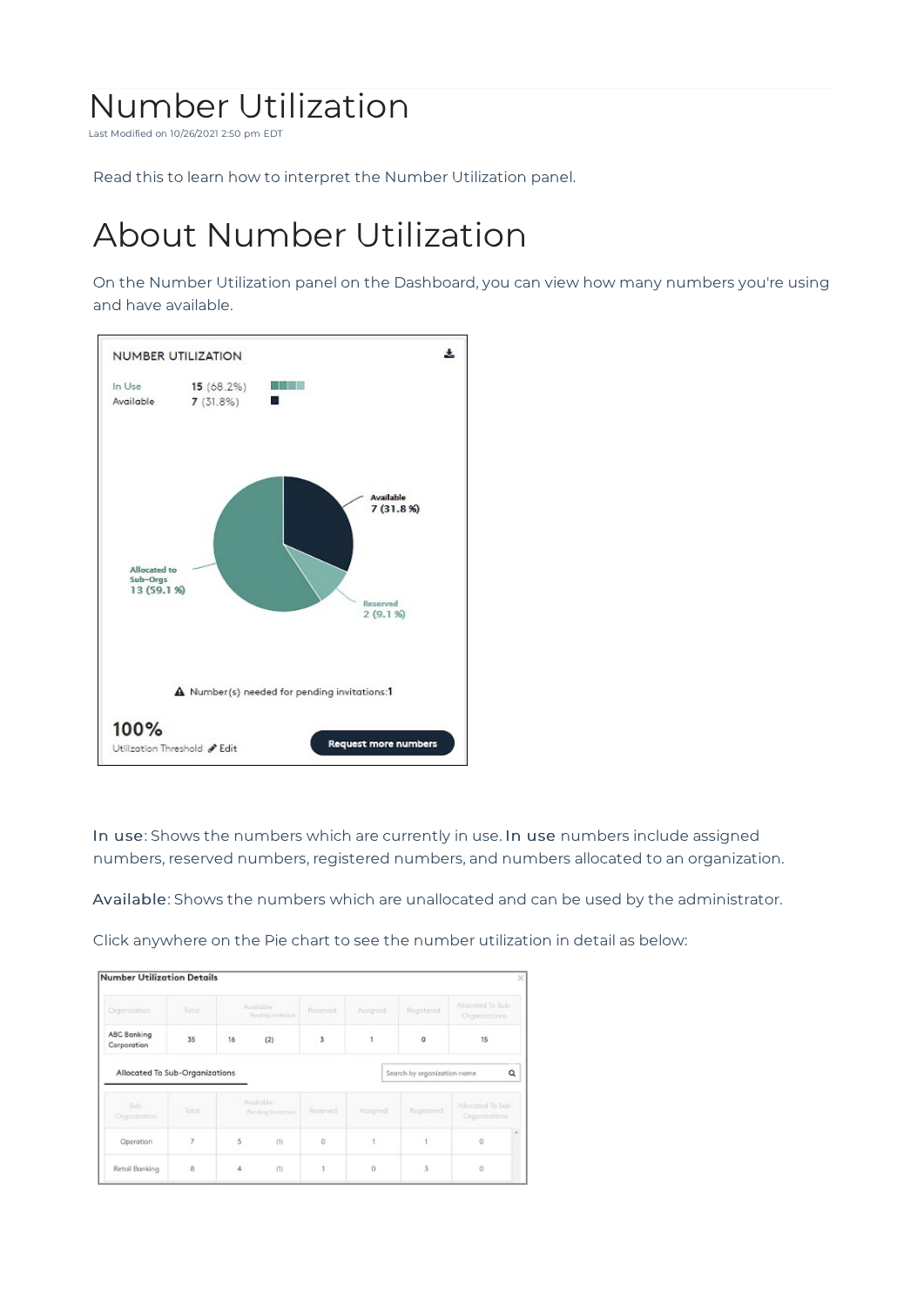# Number Utilization

Last Modified on 10/26/2021 2:50 pm EDT

Read this to learn how to interpret the Number Utilization panel.

## About Number Utilization

On the Number Utilization panel on the Dashboard, you can view how many numbers you're using and have available.

**In use**: Shows the numbers which are currently in use. **In use** numbers include assigned numbers, reserved numbers, registered numbers, and numbers allocated to an organization.

**Available**: Shows the numbers which are unallocated and can be used by the administrator.

Click anywhere on the Pie chart to see the number utilization in detail as below: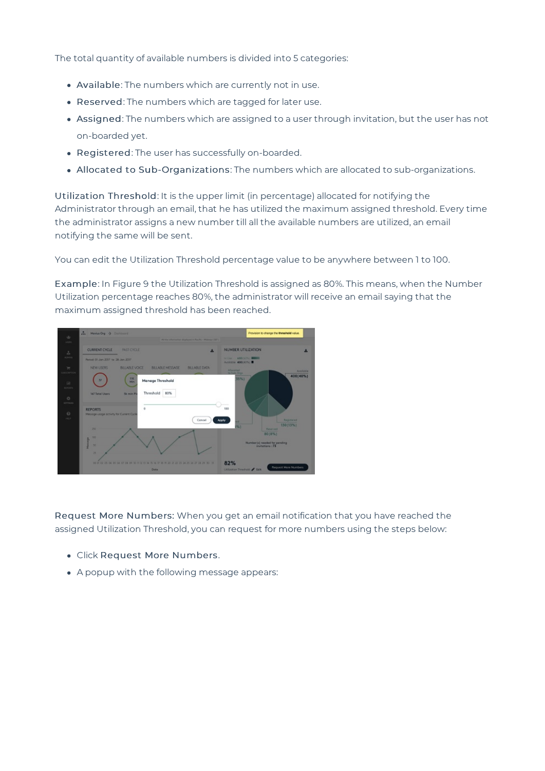The total quantity of available numbers is divided into 5 categories:

- **Available**: The numbers which are currently not in use.
- **Reserved**: The numbers which are tagged for later use.
- **Assigned**: The numbers which are assigned to a user through invitation, but the user has not on-boarded yet.
- **Registered**: The user has successfully on-boarded.
- **Allocated to Sub-Organizations**: The numbers which are allocated to sub-organizations.

**Utilization Threshold**: It is the upper limit (in percentage) allocated for notifying the Administrator through an email, that he has utilized the maximum assigned threshold. Every time the administrator assigns a new number till all the available numbers are utilized, an email notifying the same will be sent.

You can edit the Utilization Threshold percentage value to be anywhere between 1 to 100.

**Example**: In Figure 9 the Utilization Threshold is assigned as 80%. This means, when the Number Utilization percentage reaches 80%, the administrator will receive an email saying that the maximum assigned threshold has been reached.

**Request More Numbers:** When you get an email notification that you have reached the assigned Utilization Threshold, you can request for more numbers using the steps below:

- Click **Request More Numbers**.
- A popup with the following message appears: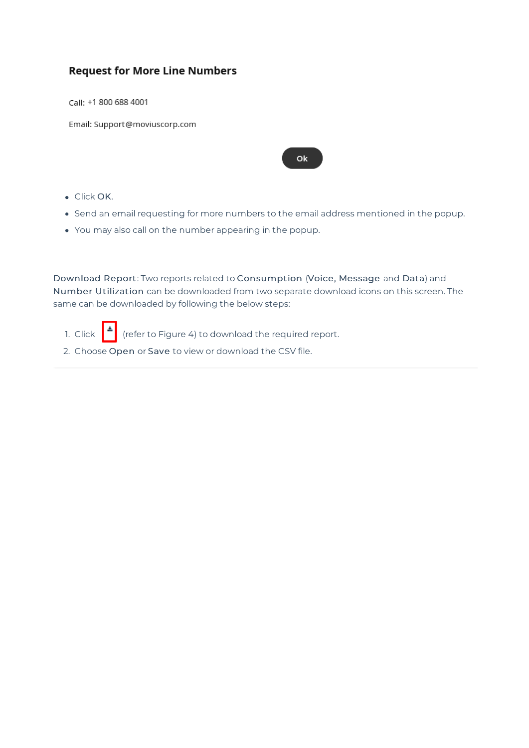**Request for More Line Numbers**

Call: +1 800 688 4001

Email: Support@moviuscorp.com

Ok

- Click **OK**.
- Send an email requesting for more numbers to the email address mentioned in the popup.
- You may also call on the number appearing in the popup.

**Download Report**: Two reports related to **Consumption** (**Voice, Message** and **Data**) and **Number Utilization** can be downloaded from two separate download icons on this screen. The same can be downloaded by following the below steps:

1. Click (refer to Figure 4) to download the required report.
2. Choose **Open** or **Save** to view or download the CSV file.